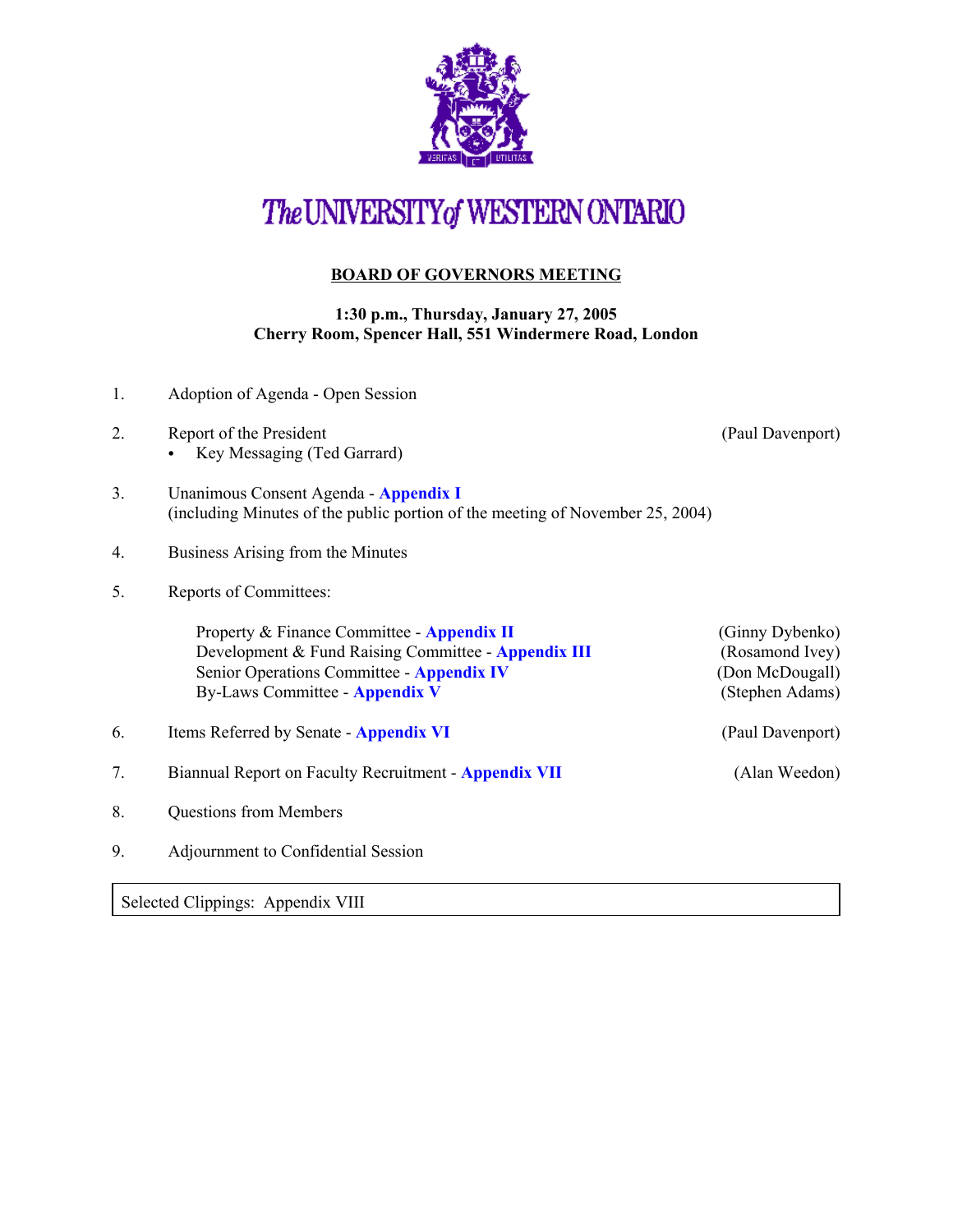# The UNIVERSITY of WESTERN ONTARIO

## BOARD OF GOVERNORS MEETING

**1:30 p.m., Thursday, January 27, 2005**
**Cherry Room, Spencer Hall, 551 Windermere Road, London**

1. Adoption of Agenda - Open Session

2. Report of the President (Paul Davenport)
   - Key Messaging (Ted Garrard)

3. Unanimous Consent Agenda - **Appendix I**
   (including Minutes of the public portion of the meeting of November 25, 2004)

4. Business Arising from the Minutes

5. Reports of Committees:

   Property & Finance Committee - **Appendix II** (Ginny Dybenko)
   Development & Fund Raising Committee - **Appendix III** (Rosamond Ivey)
   Senior Operations Committee - **Appendix IV** (Don McDougall)
   By-Laws Committee - **Appendix V** (Stephen Adams)

6. Items Referred by Senate - **Appendix VI** (Paul Davenport)

7. Biannual Report on Faculty Recruitment - **Appendix VII** (Alan Weedon)

8. Questions from Members

9. Adjournment to Confidential Session

Selected Clippings: Appendix VIII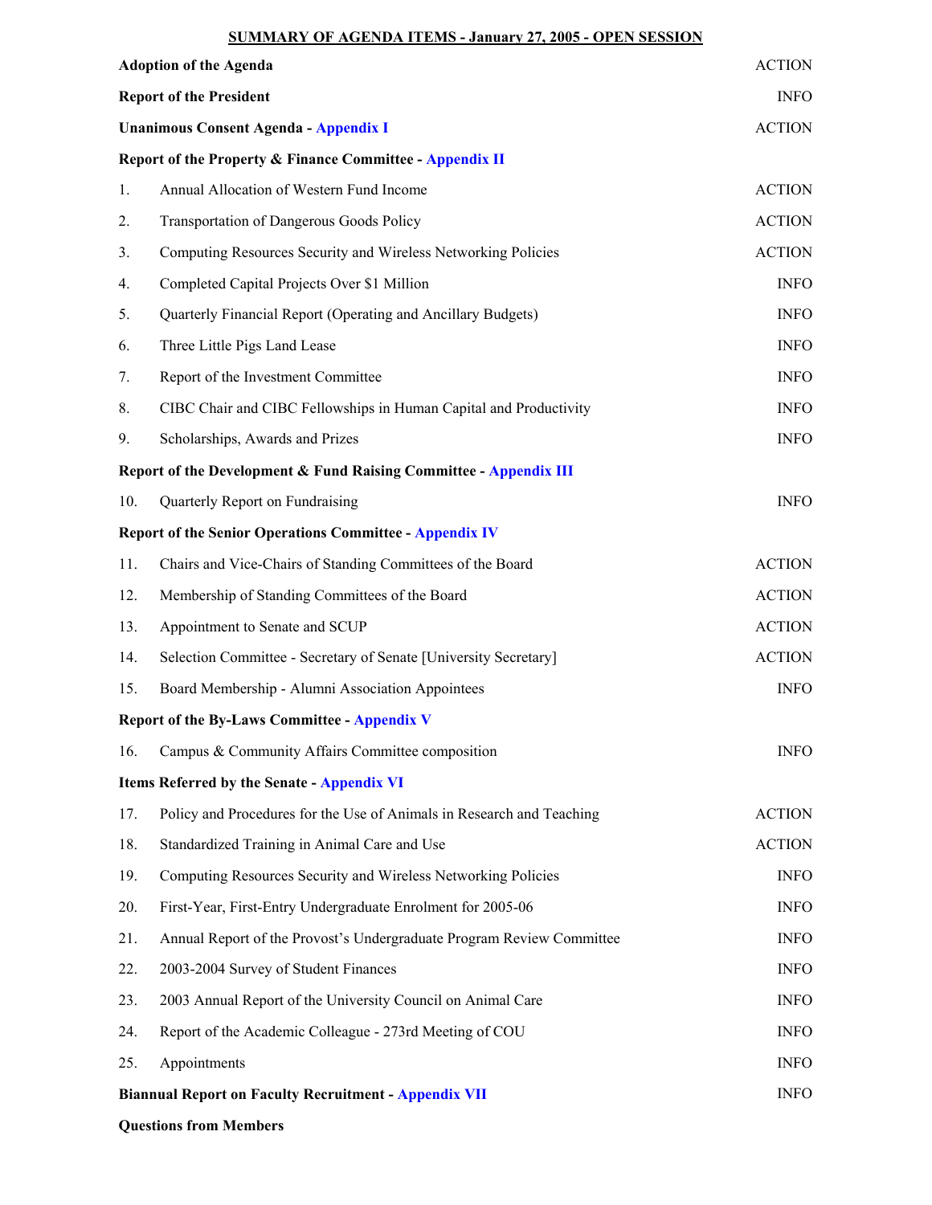## SUMMARY OF AGENDA ITEMS - January 27, 2005 - OPEN SESSION

| | | |
|---|---|---|
| **Adoption of the Agenda** | | ACTION |
| **Report of the President** | | INFO |
| **Unanimous Consent Agenda - Appendix I** | | ACTION |
| **Report of the Property & Finance Committee - Appendix II** | | |
| 1. | Annual Allocation of Western Fund Income | ACTION |
| 2. | Transportation of Dangerous Goods Policy | ACTION |
| 3. | Computing Resources Security and Wireless Networking Policies | ACTION |
| 4. | Completed Capital Projects Over $1 Million | INFO |
| 5. | Quarterly Financial Report (Operating and Ancillary Budgets) | INFO |
| 6. | Three Little Pigs Land Lease | INFO |
| 7. | Report of the Investment Committee | INFO |
| 8. | CIBC Chair and CIBC Fellowships in Human Capital and Productivity | INFO |
| 9. | Scholarships, Awards and Prizes | INFO |
| **Report of the Development & Fund Raising Committee - Appendix III** | | |
| 10. | Quarterly Report on Fundraising | INFO |
| **Report of the Senior Operations Committee - Appendix IV** | | |
| 11. | Chairs and Vice-Chairs of Standing Committees of the Board | ACTION |
| 12. | Membership of Standing Committees of the Board | ACTION |
| 13. | Appointment to Senate and SCUP | ACTION |
| 14. | Selection Committee - Secretary of Senate [University Secretary] | ACTION |
| 15. | Board Membership - Alumni Association Appointees | INFO |
| **Report of the By-Laws Committee - Appendix V** | | |
| 16. | Campus & Community Affairs Committee composition | INFO |
| **Items Referred by the Senate - Appendix VI** | | |
| 17. | Policy and Procedures for the Use of Animals in Research and Teaching | ACTION |
| 18. | Standardized Training in Animal Care and Use | ACTION |
| 19. | Computing Resources Security and Wireless Networking Policies | INFO |
| 20. | First-Year, First-Entry Undergraduate Enrolment for 2005-06 | INFO |
| 21. | Annual Report of the Provost's Undergraduate Program Review Committee | INFO |
| 22. | 2003-2004 Survey of Student Finances | INFO |
| 23. | 2003 Annual Report of the University Council on Animal Care | INFO |
| 24. | Report of the Academic Colleague - 273rd Meeting of COU | INFO |
| 25. | Appointments | INFO |
| **Biannual Report on Faculty Recruitment - Appendix VII** | | INFO |
| **Questions from Members** | | |